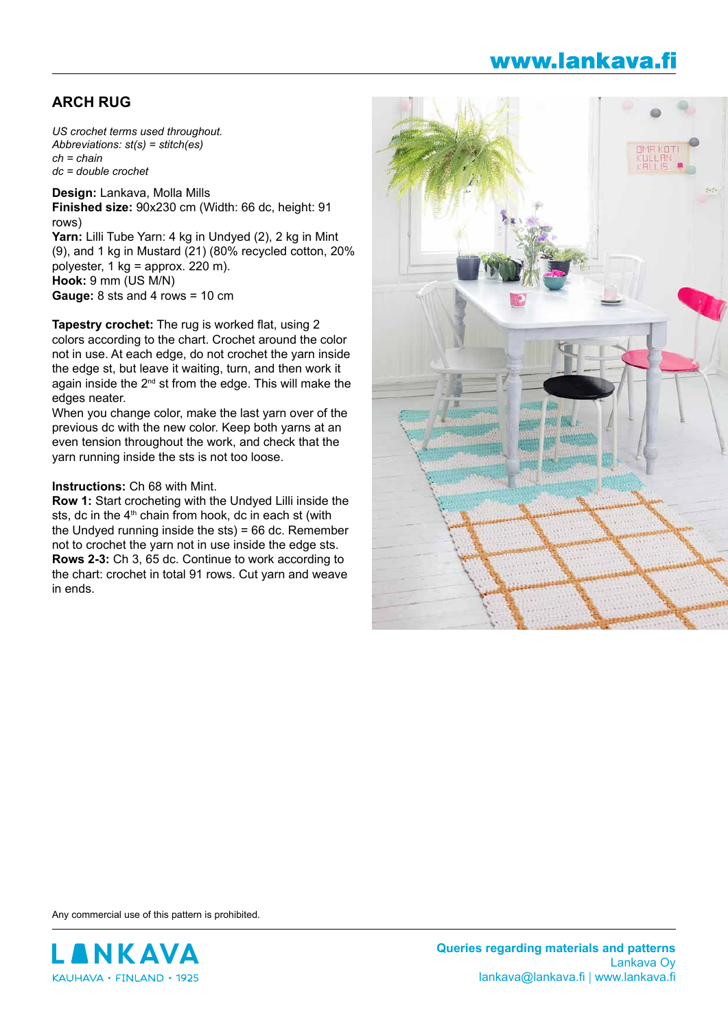# ARCH RUG

*US crochet terms used throughout.*
*Abbreviations: st(s) = stitch(es)*
*ch = chain*
*dc = double crochet*

**Design:** Lankava, Molla Mills
**Finished size:** 90x230 cm (Width: 66 dc, height: 91 rows)
**Yarn:** Lilli Tube Yarn: 4 kg in Undyed (2), 2 kg in Mint (9), and 1 kg in Mustard (21) (80% recycled cotton, 20% polyester, 1 kg = approx. 220 m).
**Hook:** 9 mm (US M/N)
**Gauge:** 8 sts and 4 rows = 10 cm

**Tapestry crochet:** The rug is worked flat, using 2 colors according to the chart. Crochet around the color not in use. At each edge, do not crochet the yarn inside the edge st, but leave it waiting, turn, and then work it again inside the 2nd st from the edge. This will make the edges neater.
When you change color, make the last yarn over of the previous dc with the new color. Keep both yarns at an even tension throughout the work, and check that the yarn running inside the sts is not too loose.

**Instructions:** Ch 68 with Mint.
**Row 1:** Start crocheting with the Undyed Lilli inside the sts, dc in the 4th chain from hook, dc in each st (with the Undyed running inside the sts) = 66 dc. Remember not to crochet the yarn not in use inside the edge sts.
**Rows 2-3:** Ch 3, 65 dc. Continue to work according to the chart: crochet in total 91 rows. Cut yarn and weave in ends.

Any commercial use of this pattern is prohibited.

LANKAVA
KAUHAVA • FINLAND • 1925

**Queries regarding materials and patterns**
Lankava Oy
lankava@lankava.fi | www.lankava.fi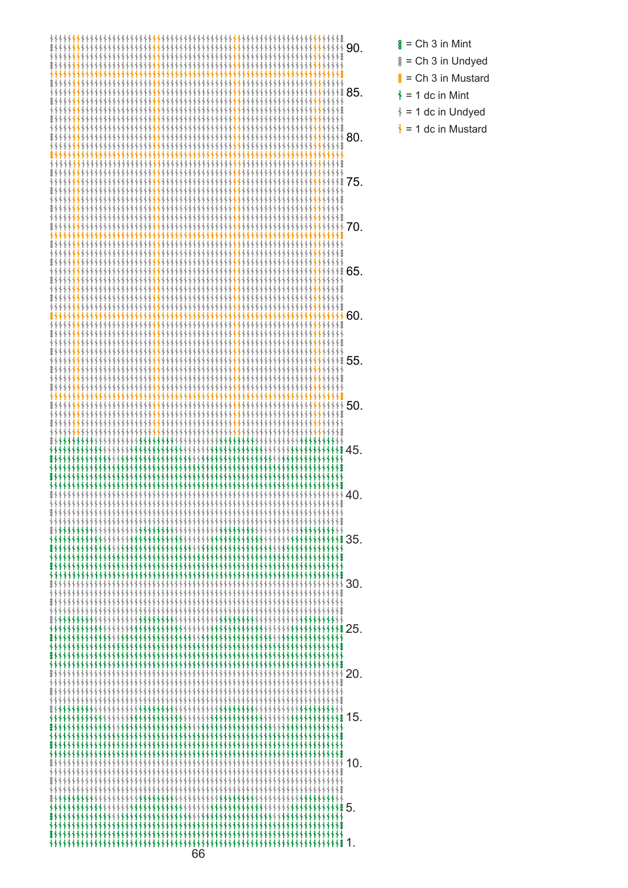90.

85.

80.

75.

70.

65.

60.

55.

50.

45.

40.

35.

30.

25.

20.

15.

10.

5.

1.

66

= Ch 3 in Mint

= Ch 3 in Undyed

= Ch 3 in Mustard

= 1 dc in Mint

= 1 dc in Undyed

= 1 dc in Mustard